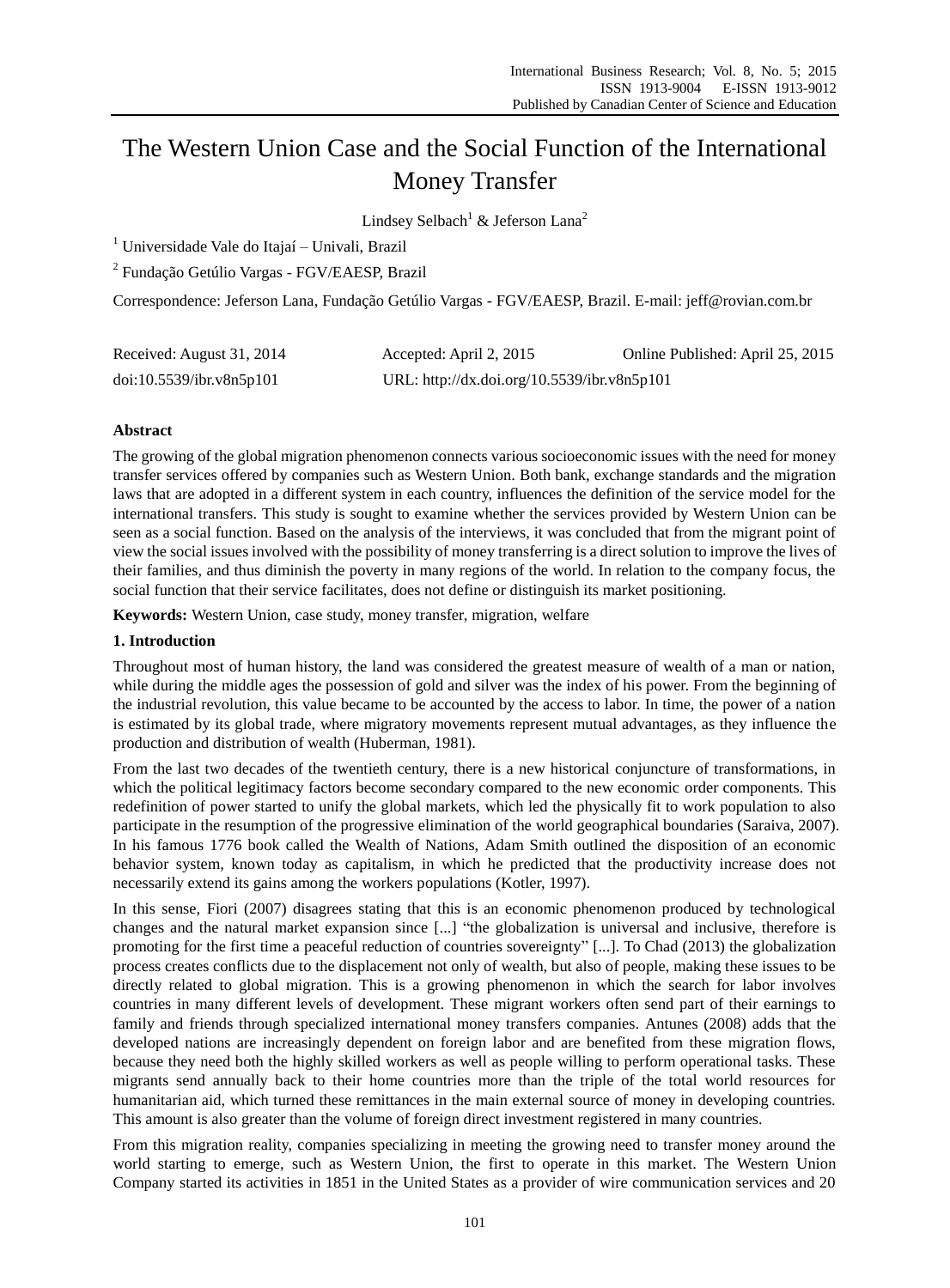# The Western Union Case and the Social Function of the International Money Transfer

Lindsey Selbach[1] & Jeferson Lana[2]

[1] Universidade Vale do Itajaí – Univali, Brazil

[2] Fundação Getúlio Vargas - FGV/EAESP, Brazil

Correspondence: Jeferson Lana, Fundação Getúlio Vargas - FGV/EAESP, Brazil. E-mail: jeff@rovian.com.br

Received: August 31, 2014 Accepted: April 2, 2015 Online Published: April 25, 2015

doi:10.5539/ibr.v8n5p101 URL: http://dx.doi.org/10.5539/ibr.v8n5p101

## Abstract

The growing of the global migration phenomenon connects various socioeconomic issues with the need for money transfer services offered by companies such as Western Union. Both bank, exchange standards and the migration laws that are adopted in a different system in each country, influences the definition of the service model for the international transfers. This study is sought to examine whether the services provided by Western Union can be seen as a social function. Based on the analysis of the interviews, it was concluded that from the migrant point of view the social issues involved with the possibility of money transferring is a direct solution to improve the lives of their families, and thus diminish the poverty in many regions of the world. In relation to the company focus, the social function that their service facilitates, does not define or distinguish its market positioning.

**Keywords:** Western Union, case study, money transfer, migration, welfare

## 1. Introduction

Throughout most of human history, the land was considered the greatest measure of wealth of a man or nation, while during the middle ages the possession of gold and silver was the index of his power. From the beginning of the industrial revolution, this value became to be accounted by the access to labor. In time, the power of a nation is estimated by its global trade, where migratory movements represent mutual advantages, as they influence the production and distribution of wealth (Huberman, 1981).

From the last two decades of the twentieth century, there is a new historical conjuncture of transformations, in which the political legitimacy factors become secondary compared to the new economic order components. This redefinition of power started to unify the global markets, which led the physically fit to work population to also participate in the resumption of the progressive elimination of the world geographical boundaries (Saraiva, 2007). In his famous 1776 book called the Wealth of Nations, Adam Smith outlined the disposition of an economic behavior system, known today as capitalism, in which he predicted that the productivity increase does not necessarily extend its gains among the workers populations (Kotler, 1997).

In this sense, Fiori (2007) disagrees stating that this is an economic phenomenon produced by technological changes and the natural market expansion since [...] "the globalization is universal and inclusive, therefore is promoting for the first time a peaceful reduction of countries sovereignty" [...]. To Chad (2013) the globalization process creates conflicts due to the displacement not only of wealth, but also of people, making these issues to be directly related to global migration. This is a growing phenomenon in which the search for labor involves countries in many different levels of development. These migrant workers often send part of their earnings to family and friends through specialized international money transfers companies. Antunes (2008) adds that the developed nations are increasingly dependent on foreign labor and are benefited from these migration flows, because they need both the highly skilled workers as well as people willing to perform operational tasks. These migrants send annually back to their home countries more than the triple of the total world resources for humanitarian aid, which turned these remittances in the main external source of money in developing countries. This amount is also greater than the volume of foreign direct investment registered in many countries.

From this migration reality, companies specializing in meeting the growing need to transfer money around the world starting to emerge, such as Western Union, the first to operate in this market. The Western Union Company started its activities in 1851 in the United States as a provider of wire communication services and 20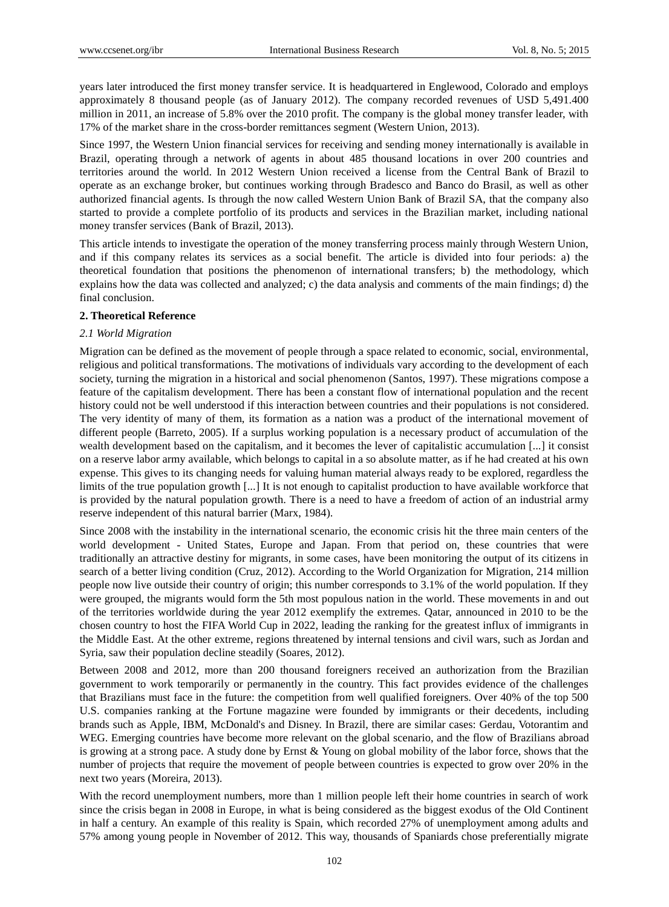years later introduced the first money transfer service. It is headquartered in Englewood, Colorado and employs approximately 8 thousand people (as of January 2012). The company recorded revenues of USD 5,491.400 million in 2011, an increase of 5.8% over the 2010 profit. The company is the global money transfer leader, with 17% of the market share in the cross-border remittances segment (Western Union, 2013).

Since 1997, the Western Union financial services for receiving and sending money internationally is available in Brazil, operating through a network of agents in about 485 thousand locations in over 200 countries and territories around the world. In 2012 Western Union received a license from the Central Bank of Brazil to operate as an exchange broker, but continues working through Bradesco and Banco do Brasil, as well as other authorized financial agents. Is through the now called Western Union Bank of Brazil SA, that the company also started to provide a complete portfolio of its products and services in the Brazilian market, including national money transfer services (Bank of Brazil, 2013).

This article intends to investigate the operation of the money transferring process mainly through Western Union, and if this company relates its services as a social benefit. The article is divided into four periods: a) the theoretical foundation that positions the phenomenon of international transfers; b) the methodology, which explains how the data was collected and analyzed; c) the data analysis and comments of the main findings; d) the final conclusion.

## 2. Theoretical Reference

### *2.1 World Migration*

Migration can be defined as the movement of people through a space related to economic, social, environmental, religious and political transformations. The motivations of individuals vary according to the development of each society, turning the migration in a historical and social phenomenon (Santos, 1997). These migrations compose a feature of the capitalism development. There has been a constant flow of international population and the recent history could not be well understood if this interaction between countries and their populations is not considered. The very identity of many of them, its formation as a nation was a product of the international movement of different people (Barreto, 2005). If a surplus working population is a necessary product of accumulation of the wealth development based on the capitalism, and it becomes the lever of capitalistic accumulation [...] it consist on a reserve labor army available, which belongs to capital in a so absolute matter, as if he had created at his own expense. This gives to its changing needs for valuing human material always ready to be explored, regardless the limits of the true population growth [...] It is not enough to capitalist production to have available workforce that is provided by the natural population growth. There is a need to have a freedom of action of an industrial army reserve independent of this natural barrier (Marx, 1984).

Since 2008 with the instability in the international scenario, the economic crisis hit the three main centers of the world development - United States, Europe and Japan. From that period on, these countries that were traditionally an attractive destiny for migrants, in some cases, have been monitoring the output of its citizens in search of a better living condition (Cruz, 2012). According to the World Organization for Migration, 214 million people now live outside their country of origin; this number corresponds to 3.1% of the world population. If they were grouped, the migrants would form the 5th most populous nation in the world. These movements in and out of the territories worldwide during the year 2012 exemplify the extremes. Qatar, announced in 2010 to be the chosen country to host the FIFA World Cup in 2022, leading the ranking for the greatest influx of immigrants in the Middle East. At the other extreme, regions threatened by internal tensions and civil wars, such as Jordan and Syria, saw their population decline steadily (Soares, 2012).

Between 2008 and 2012, more than 200 thousand foreigners received an authorization from the Brazilian government to work temporarily or permanently in the country. This fact provides evidence of the challenges that Brazilians must face in the future: the competition from well qualified foreigners. Over 40% of the top 500 U.S. companies ranking at the Fortune magazine were founded by immigrants or their decedents, including brands such as Apple, IBM, McDonald's and Disney. In Brazil, there are similar cases: Gerdau, Votorantim and WEG. Emerging countries have become more relevant on the global scenario, and the flow of Brazilians abroad is growing at a strong pace. A study done by Ernst & Young on global mobility of the labor force, shows that the number of projects that require the movement of people between countries is expected to grow over 20% in the next two years (Moreira, 2013).

With the record unemployment numbers, more than 1 million people left their home countries in search of work since the crisis began in 2008 in Europe, in what is being considered as the biggest exodus of the Old Continent in half a century. An example of this reality is Spain, which recorded 27% of unemployment among adults and 57% among young people in November of 2012. This way, thousands of Spaniards chose preferentially migrate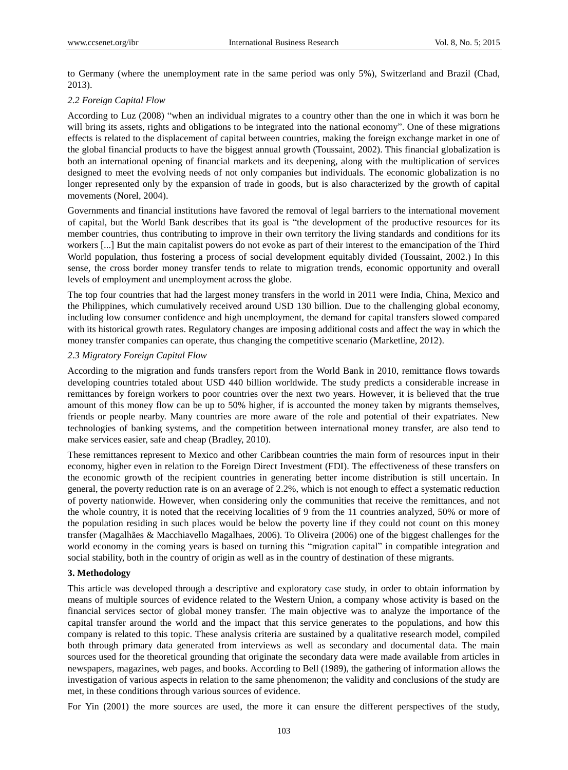to Germany (where the unemployment rate in the same period was only 5%), Switzerland and Brazil (Chad, 2013).

### *2.2 Foreign Capital Flow*

According to Luz (2008) "when an individual migrates to a country other than the one in which it was born he will bring its assets, rights and obligations to be integrated into the national economy". One of these migrations effects is related to the displacement of capital between countries, making the foreign exchange market in one of the global financial products to have the biggest annual growth (Toussaint, 2002). This financial globalization is both an international opening of financial markets and its deepening, along with the multiplication of services designed to meet the evolving needs of not only companies but individuals. The economic globalization is no longer represented only by the expansion of trade in goods, but is also characterized by the growth of capital movements (Norel, 2004).

Governments and financial institutions have favored the removal of legal barriers to the international movement of capital, but the World Bank describes that its goal is "the development of the productive resources for its member countries, thus contributing to improve in their own territory the living standards and conditions for its workers [...] But the main capitalist powers do not evoke as part of their interest to the emancipation of the Third World population, thus fostering a process of social development equitably divided (Toussaint, 2002.) In this sense, the cross border money transfer tends to relate to migration trends, economic opportunity and overall levels of employment and unemployment across the globe.

The top four countries that had the largest money transfers in the world in 2011 were India, China, Mexico and the Philippines, which cumulatively received around USD 130 billion. Due to the challenging global economy, including low consumer confidence and high unemployment, the demand for capital transfers slowed compared with its historical growth rates. Regulatory changes are imposing additional costs and affect the way in which the money transfer companies can operate, thus changing the competitive scenario (Marketline, 2012).

### *2.3 Migratory Foreign Capital Flow*

According to the migration and funds transfers report from the World Bank in 2010, remittance flows towards developing countries totaled about USD 440 billion worldwide. The study predicts a considerable increase in remittances by foreign workers to poor countries over the next two years. However, it is believed that the true amount of this money flow can be up to 50% higher, if is accounted the money taken by migrants themselves, friends or people nearby. Many countries are more aware of the role and potential of their expatriates. New technologies of banking systems, and the competition between international money transfer, are also tend to make services easier, safe and cheap (Bradley, 2010).

These remittances represent to Mexico and other Caribbean countries the main form of resources input in their economy, higher even in relation to the Foreign Direct Investment (FDI). The effectiveness of these transfers on the economic growth of the recipient countries in generating better income distribution is still uncertain. In general, the poverty reduction rate is on an average of 2.2%, which is not enough to effect a systematic reduction of poverty nationwide. However, when considering only the communities that receive the remittances, and not the whole country, it is noted that the receiving localities of 9 from the 11 countries analyzed, 50% or more of the population residing in such places would be below the poverty line if they could not count on this money transfer (Magalhães & Macchiavello Magalhaes, 2006). To Oliveira (2006) one of the biggest challenges for the world economy in the coming years is based on turning this "migration capital" in compatible integration and social stability, both in the country of origin as well as in the country of destination of these migrants.

## 3. Methodology

This article was developed through a descriptive and exploratory case study, in order to obtain information by means of multiple sources of evidence related to the Western Union, a company whose activity is based on the financial services sector of global money transfer. The main objective was to analyze the importance of the capital transfer around the world and the impact that this service generates to the populations, and how this company is related to this topic. These analysis criteria are sustained by a qualitative research model, compiled both through primary data generated from interviews as well as secondary and documental data. The main sources used for the theoretical grounding that originate the secondary data were made available from articles in newspapers, magazines, web pages, and books. According to Bell (1989), the gathering of information allows the investigation of various aspects in relation to the same phenomenon; the validity and conclusions of the study are met, in these conditions through various sources of evidence.

For Yin (2001) the more sources are used, the more it can ensure the different perspectives of the study,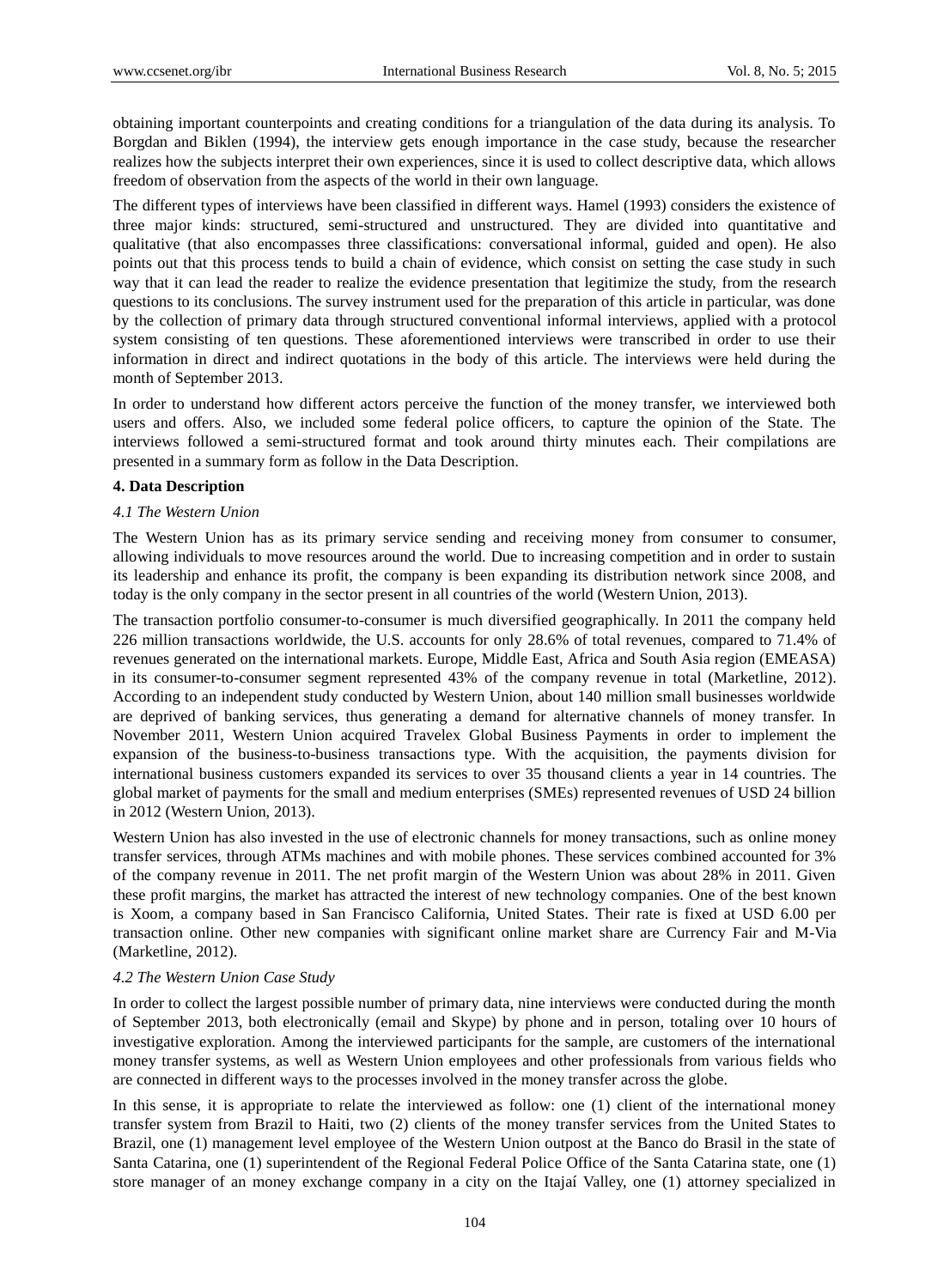obtaining important counterpoints and creating conditions for a triangulation of the data during its analysis. To Borgdan and Biklen (1994), the interview gets enough importance in the case study, because the researcher realizes how the subjects interpret their own experiences, since it is used to collect descriptive data, which allows freedom of observation from the aspects of the world in their own language.

The different types of interviews have been classified in different ways. Hamel (1993) considers the existence of three major kinds: structured, semi-structured and unstructured. They are divided into quantitative and qualitative (that also encompasses three classifications: conversational informal, guided and open). He also points out that this process tends to build a chain of evidence, which consist on setting the case study in such way that it can lead the reader to realize the evidence presentation that legitimize the study, from the research questions to its conclusions. The survey instrument used for the preparation of this article in particular, was done by the collection of primary data through structured conventional informal interviews, applied with a protocol system consisting of ten questions. These aforementioned interviews were transcribed in order to use their information in direct and indirect quotations in the body of this article. The interviews were held during the month of September 2013.

In order to understand how different actors perceive the function of the money transfer, we interviewed both users and offers. Also, we included some federal police officers, to capture the opinion of the State. The interviews followed a semi-structured format and took around thirty minutes each. Their compilations are presented in a summary form as follow in the Data Description.

## 4. Data Description

### *4.1 The Western Union*

The Western Union has as its primary service sending and receiving money from consumer to consumer, allowing individuals to move resources around the world. Due to increasing competition and in order to sustain its leadership and enhance its profit, the company is been expanding its distribution network since 2008, and today is the only company in the sector present in all countries of the world (Western Union, 2013).

The transaction portfolio consumer-to-consumer is much diversified geographically. In 2011 the company held 226 million transactions worldwide, the U.S. accounts for only 28.6% of total revenues, compared to 71.4% of revenues generated on the international markets. Europe, Middle East, Africa and South Asia region (EMEASA) in its consumer-to-consumer segment represented 43% of the company revenue in total (Marketline, 2012). According to an independent study conducted by Western Union, about 140 million small businesses worldwide are deprived of banking services, thus generating a demand for alternative channels of money transfer. In November 2011, Western Union acquired Travelex Global Business Payments in order to implement the expansion of the business-to-business transactions type. With the acquisition, the payments division for international business customers expanded its services to over 35 thousand clients a year in 14 countries. The global market of payments for the small and medium enterprises (SMEs) represented revenues of USD 24 billion in 2012 (Western Union, 2013).

Western Union has also invested in the use of electronic channels for money transactions, such as online money transfer services, through ATMs machines and with mobile phones. These services combined accounted for 3% of the company revenue in 2011. The net profit margin of the Western Union was about 28% in 2011. Given these profit margins, the market has attracted the interest of new technology companies. One of the best known is Xoom, a company based in San Francisco California, United States. Their rate is fixed at USD 6.00 per transaction online. Other new companies with significant online market share are Currency Fair and M-Via (Marketline, 2012).

### *4.2 The Western Union Case Study*

In order to collect the largest possible number of primary data, nine interviews were conducted during the month of September 2013, both electronically (email and Skype) by phone and in person, totaling over 10 hours of investigative exploration. Among the interviewed participants for the sample, are customers of the international money transfer systems, as well as Western Union employees and other professionals from various fields who are connected in different ways to the processes involved in the money transfer across the globe.

In this sense, it is appropriate to relate the interviewed as follow: one (1) client of the international money transfer system from Brazil to Haiti, two (2) clients of the money transfer services from the United States to Brazil, one (1) management level employee of the Western Union outpost at the Banco do Brasil in the state of Santa Catarina, one (1) superintendent of the Regional Federal Police Office of the Santa Catarina state, one (1) store manager of an money exchange company in a city on the Itajaí Valley, one (1) attorney specialized in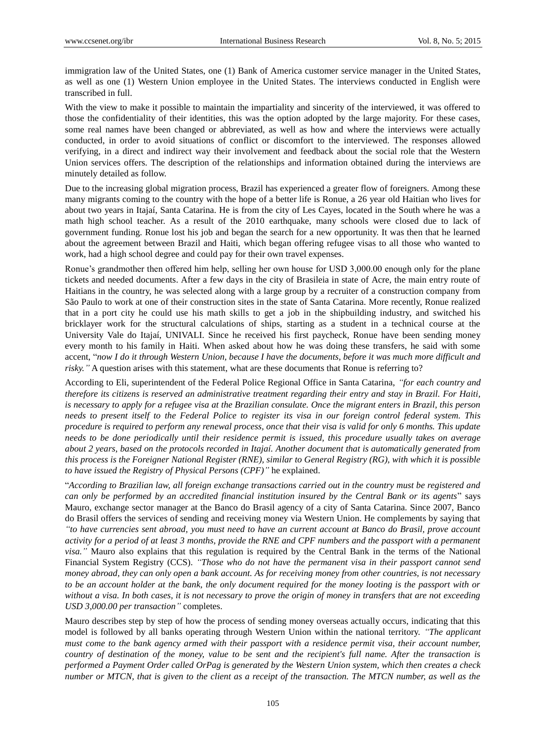immigration law of the United States, one (1) Bank of America customer service manager in the United States, as well as one (1) Western Union employee in the United States. The interviews conducted in English were transcribed in full.

With the view to make it possible to maintain the impartiality and sincerity of the interviewed, it was offered to those the confidentiality of their identities, this was the option adopted by the large majority. For these cases, some real names have been changed or abbreviated, as well as how and where the interviews were actually conducted, in order to avoid situations of conflict or discomfort to the interviewed. The responses allowed verifying, in a direct and indirect way their involvement and feedback about the social role that the Western Union services offers. The description of the relationships and information obtained during the interviews are minutely detailed as follow.

Due to the increasing global migration process, Brazil has experienced a greater flow of foreigners. Among these many migrants coming to the country with the hope of a better life is Ronue, a 26 year old Haitian who lives for about two years in Itajaí, Santa Catarina. He is from the city of Les Cayes, located in the South where he was a math high school teacher. As a result of the 2010 earthquake, many schools were closed due to lack of government funding. Ronue lost his job and began the search for a new opportunity. It was then that he learned about the agreement between Brazil and Haiti, which began offering refugee visas to all those who wanted to work, had a high school degree and could pay for their own travel expenses.

Ronue's grandmother then offered him help, selling her own house for USD 3,000.00 enough only for the plane tickets and needed documents. After a few days in the city of Brasileia in state of Acre, the main entry route of Haitians in the country, he was selected along with a large group by a recruiter of a construction company from São Paulo to work at one of their construction sites in the state of Santa Catarina. More recently, Ronue realized that in a port city he could use his math skills to get a job in the shipbuilding industry, and switched his bricklayer work for the structural calculations of ships, starting as a student in a technical course at the University Vale do Itajaí, UNIVALI. Since he received his first paycheck, Ronue has been sending money every month to his family in Haiti. When asked about how he was doing these transfers, he said with some accent, "*now I do it through Western Union, because I have the documents, before it was much more difficult and risky.*" A question arises with this statement, what are these documents that Ronue is referring to?

According to Eli, superintendent of the Federal Police Regional Office in Santa Catarina, *"for each country and therefore its citizens is reserved an administrative treatment regarding their entry and stay in Brazil. For Haiti, is necessary to apply for a refugee visa at the Brazilian consulate. Once the migrant enters in Brazil, this person needs to present itself to the Federal Police to register its visa in our foreign control federal system. This procedure is required to perform any renewal process, once that their visa is valid for only 6 months. This update needs to be done periodically until their residence permit is issued, this procedure usually takes on average about 2 years, based on the protocols recorded in Itajaí. Another document that is automatically generated from this process is the Foreigner National Register (RNE), similar to General Registry (RG), with which it is possible to have issued the Registry of Physical Persons (CPF)"* he explained.

"*According to Brazilian law, all foreign exchange transactions carried out in the country must be registered and can only be performed by an accredited financial institution insured by the Central Bank or its agents*" says Mauro, exchange sector manager at the Banco do Brasil agency of a city of Santa Catarina. Since 2007, Banco do Brasil offers the services of sending and receiving money via Western Union. He complements by saying that *"to have currencies sent abroad, you must need to have an current account at Banco do Brasil, prove account activity for a period of at least 3 months, provide the RNE and CPF numbers and the passport with a permanent visa."* Mauro also explains that this regulation is required by the Central Bank in the terms of the National Financial System Registry (CCS). *"Those who do not have the permanent visa in their passport cannot send money abroad, they can only open a bank account. As for receiving money from other countries, is not necessary to be an account holder at the bank, the only document required for the money looting is the passport with or without a visa. In both cases, it is not necessary to prove the origin of money in transfers that are not exceeding USD 3,000.00 per transaction"* completes.

Mauro describes step by step of how the process of sending money overseas actually occurs, indicating that this model is followed by all banks operating through Western Union within the national territory. *"The applicant must come to the bank agency armed with their passport with a residence permit visa, their account number, country of destination of the money, value to be sent and the recipient's full name. After the transaction is performed a Payment Order called OrPag is generated by the Western Union system, which then creates a check number or MTCN, that is given to the client as a receipt of the transaction. The MTCN number, as well as the*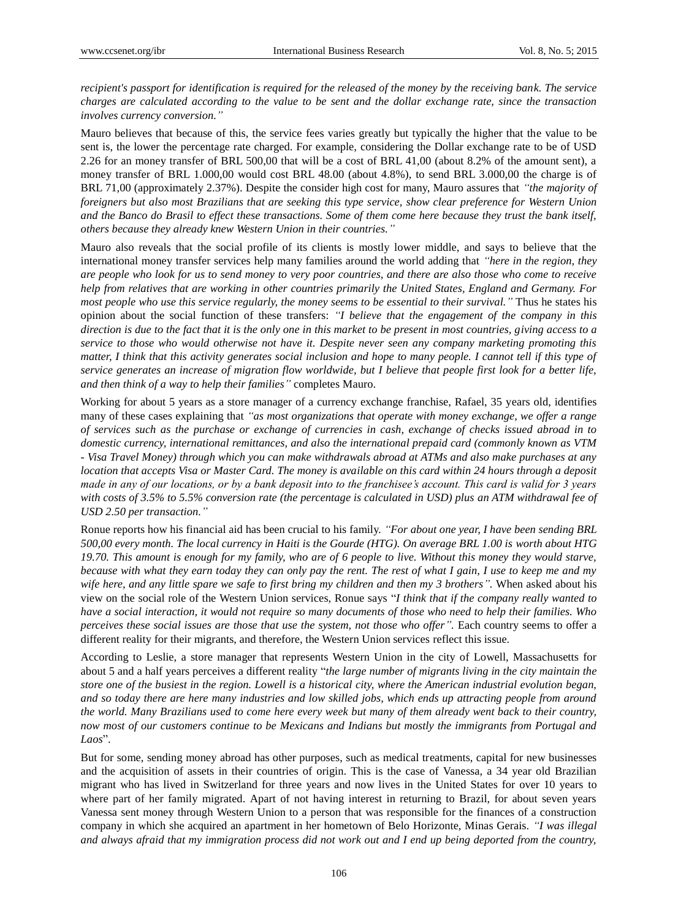*recipient's passport for identification is required for the released of the money by the receiving bank. The service charges are calculated according to the value to be sent and the dollar exchange rate, since the transaction involves currency conversion."*

Mauro believes that because of this, the service fees varies greatly but typically the higher that the value to be sent is, the lower the percentage rate charged. For example, considering the Dollar exchange rate to be of USD 2.26 for an money transfer of BRL 500,00 that will be a cost of BRL 41,00 (about 8.2% of the amount sent), a money transfer of BRL 1.000,00 would cost BRL 48.00 (about 4.8%), to send BRL 3.000,00 the charge is of BRL 71,00 (approximately 2.37%). Despite the consider high cost for many, Mauro assures that *"the majority of foreigners but also most Brazilians that are seeking this type service, show clear preference for Western Union and the Banco do Brasil to effect these transactions. Some of them come here because they trust the bank itself, others because they already knew Western Union in their countries."*

Mauro also reveals that the social profile of its clients is mostly lower middle, and says to believe that the international money transfer services help many families around the world adding that *"here in the region, they are people who look for us to send money to very poor countries, and there are also those who come to receive help from relatives that are working in other countries primarily the United States, England and Germany. For most people who use this service regularly, the money seems to be essential to their survival."* Thus he states his opinion about the social function of these transfers: *"I believe that the engagement of the company in this direction is due to the fact that it is the only one in this market to be present in most countries, giving access to a service to those who would otherwise not have it. Despite never seen any company marketing promoting this matter, I think that this activity generates social inclusion and hope to many people. I cannot tell if this type of service generates an increase of migration flow worldwide, but I believe that people first look for a better life, and then think of a way to help their families"* completes Mauro.

Working for about 5 years as a store manager of a currency exchange franchise, Rafael, 35 years old, identifies many of these cases explaining that *"as most organizations that operate with money exchange, we offer a range of services such as the purchase or exchange of currencies in cash, exchange of checks issued abroad in to domestic currency, international remittances, and also the international prepaid card (commonly known as VTM - Visa Travel Money) through which you can make withdrawals abroad at ATMs and also make purchases at any location that accepts Visa or Master Card. The money is available on this card within 24 hours through a deposit made in any of our locations, or by a bank deposit into to the franchisee's account. This card is valid for 3 years with costs of 3.5% to 5.5% conversion rate (the percentage is calculated in USD) plus an ATM withdrawal fee of USD 2.50 per transaction."*

Ronue reports how his financial aid has been crucial to his family. *"For about one year, I have been sending BRL 500,00 every month. The local currency in Haiti is the Gourde (HTG). On average BRL 1.00 is worth about HTG 19.70. This amount is enough for my family, who are of 6 people to live. Without this money they would starve, because with what they earn today they can only pay the rent. The rest of what I gain, I use to keep me and my wife here, and any little spare we safe to first bring my children and then my 3 brothers".* When asked about his view on the social role of the Western Union services, Ronue says "*I think that if the company really wanted to have a social interaction, it would not require so many documents of those who need to help their families. Who perceives these social issues are those that use the system, not those who offer".* Each country seems to offer a different reality for their migrants, and therefore, the Western Union services reflect this issue.

According to Leslie, a store manager that represents Western Union in the city of Lowell, Massachusetts for about 5 and a half years perceives a different reality "*the large number of migrants living in the city maintain the store one of the busiest in the region. Lowell is a historical city, where the American industrial evolution began, and so today there are here many industries and low skilled jobs, which ends up attracting people from around the world. Many Brazilians used to come here every week but many of them already went back to their country, now most of our customers continue to be Mexicans and Indians but mostly the immigrants from Portugal and Laos*".

But for some, sending money abroad has other purposes, such as medical treatments, capital for new businesses and the acquisition of assets in their countries of origin. This is the case of Vanessa, a 34 year old Brazilian migrant who has lived in Switzerland for three years and now lives in the United States for over 10 years to where part of her family migrated. Apart of not having interest in returning to Brazil, for about seven years Vanessa sent money through Western Union to a person that was responsible for the finances of a construction company in which she acquired an apartment in her hometown of Belo Horizonte, Minas Gerais. *"I was illegal and always afraid that my immigration process did not work out and I end up being deported from the country,*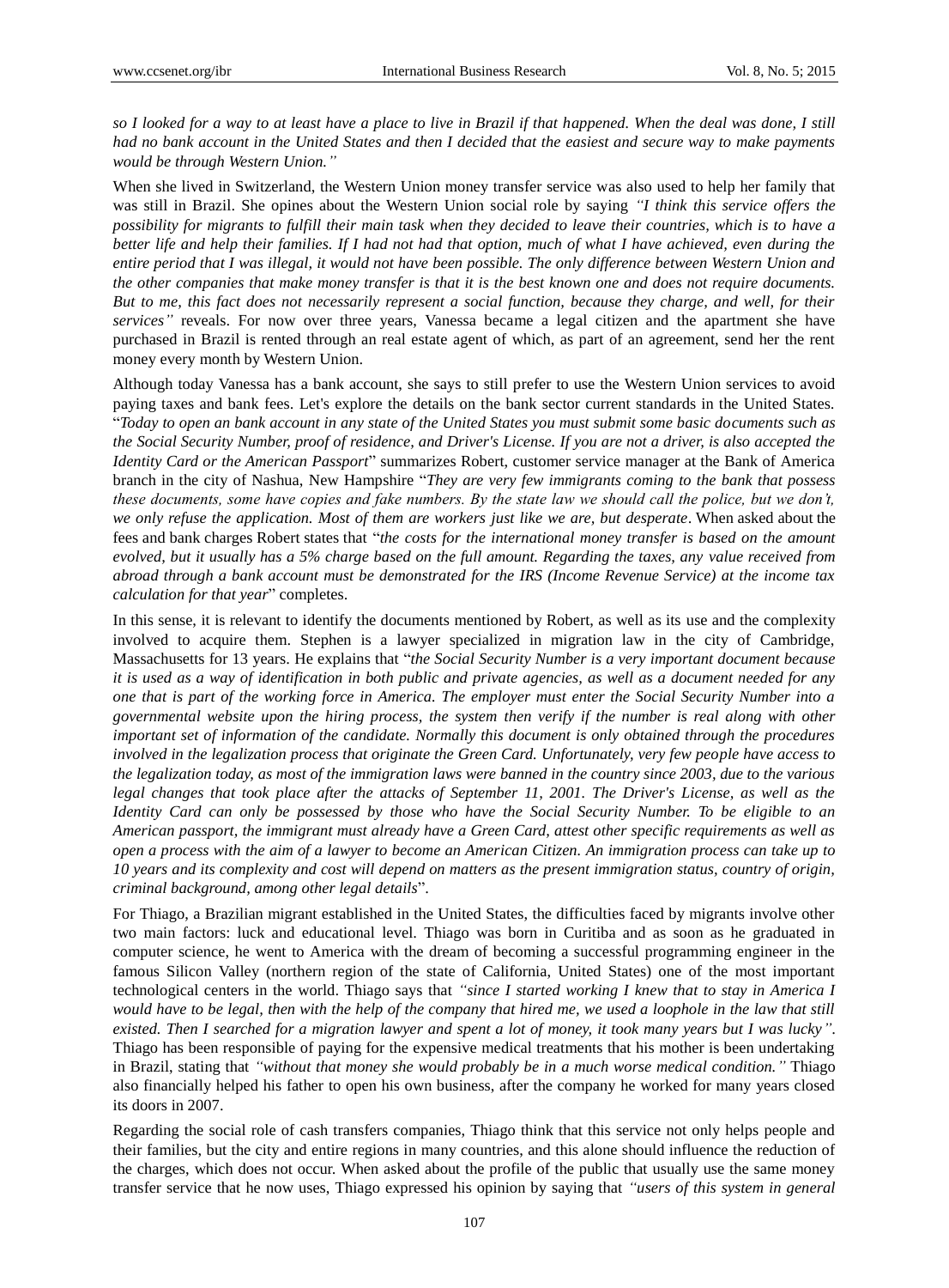*so I looked for a way to at least have a place to live in Brazil if that happened. When the deal was done, I still had no bank account in the United States and then I decided that the easiest and secure way to make payments would be through Western Union."*

When she lived in Switzerland, the Western Union money transfer service was also used to help her family that was still in Brazil. She opines about the Western Union social role by saying *"I think this service offers the possibility for migrants to fulfill their main task when they decided to leave their countries, which is to have a better life and help their families. If I had not had that option, much of what I have achieved, even during the entire period that I was illegal, it would not have been possible. The only difference between Western Union and the other companies that make money transfer is that it is the best known one and does not require documents. But to me, this fact does not necessarily represent a social function, because they charge, and well, for their services"* reveals. For now over three years, Vanessa became a legal citizen and the apartment she have purchased in Brazil is rented through an real estate agent of which, as part of an agreement, send her the rent money every month by Western Union.

Although today Vanessa has a bank account, she says to still prefer to use the Western Union services to avoid paying taxes and bank fees. Let's explore the details on the bank sector current standards in the United States. "*Today to open an bank account in any state of the United States you must submit some basic documents such as the Social Security Number, proof of residence, and Driver's License. If you are not a driver, is also accepted the Identity Card or the American Passport*" summarizes Robert, customer service manager at the Bank of America branch in the city of Nashua, New Hampshire "*They are very few immigrants coming to the bank that possess these documents, some have copies and fake numbers. By the state law we should call the police, but we don't, we only refuse the application. Most of them are workers just like we are, but desperate*. When asked about the fees and bank charges Robert states that "*the costs for the international money transfer is based on the amount evolved, but it usually has a 5% charge based on the full amount. Regarding the taxes, any value received from abroad through a bank account must be demonstrated for the IRS (Income Revenue Service) at the income tax calculation for that year*" completes.

In this sense, it is relevant to identify the documents mentioned by Robert, as well as its use and the complexity involved to acquire them. Stephen is a lawyer specialized in migration law in the city of Cambridge, Massachusetts for 13 years. He explains that "*the Social Security Number is a very important document because it is used as a way of identification in both public and private agencies, as well as a document needed for any one that is part of the working force in America. The employer must enter the Social Security Number into a governmental website upon the hiring process, the system then verify if the number is real along with other important set of information of the candidate. Normally this document is only obtained through the procedures involved in the legalization process that originate the Green Card. Unfortunately, very few people have access to the legalization today, as most of the immigration laws were banned in the country since 2003, due to the various legal changes that took place after the attacks of September 11, 2001. The Driver's License, as well as the Identity Card can only be possessed by those who have the Social Security Number. To be eligible to an American passport, the immigrant must already have a Green Card, attest other specific requirements as well as open a process with the aim of a lawyer to become an American Citizen. An immigration process can take up to 10 years and its complexity and cost will depend on matters as the present immigration status, country of origin, criminal background, among other legal details*".

For Thiago, a Brazilian migrant established in the United States, the difficulties faced by migrants involve other two main factors: luck and educational level. Thiago was born in Curitiba and as soon as he graduated in computer science, he went to America with the dream of becoming a successful programming engineer in the famous Silicon Valley (northern region of the state of California, United States) one of the most important technological centers in the world. Thiago says that *"since I started working I knew that to stay in America I would have to be legal, then with the help of the company that hired me, we used a loophole in the law that still existed. Then I searched for a migration lawyer and spent a lot of money, it took many years but I was lucky"*. Thiago has been responsible of paying for the expensive medical treatments that his mother is been undertaking in Brazil, stating that *"without that money she would probably be in a much worse medical condition."* Thiago also financially helped his father to open his own business, after the company he worked for many years closed its doors in 2007.

Regarding the social role of cash transfers companies, Thiago think that this service not only helps people and their families, but the city and entire regions in many countries, and this alone should influence the reduction of the charges, which does not occur. When asked about the profile of the public that usually use the same money transfer service that he now uses, Thiago expressed his opinion by saying that *"users of this system in general*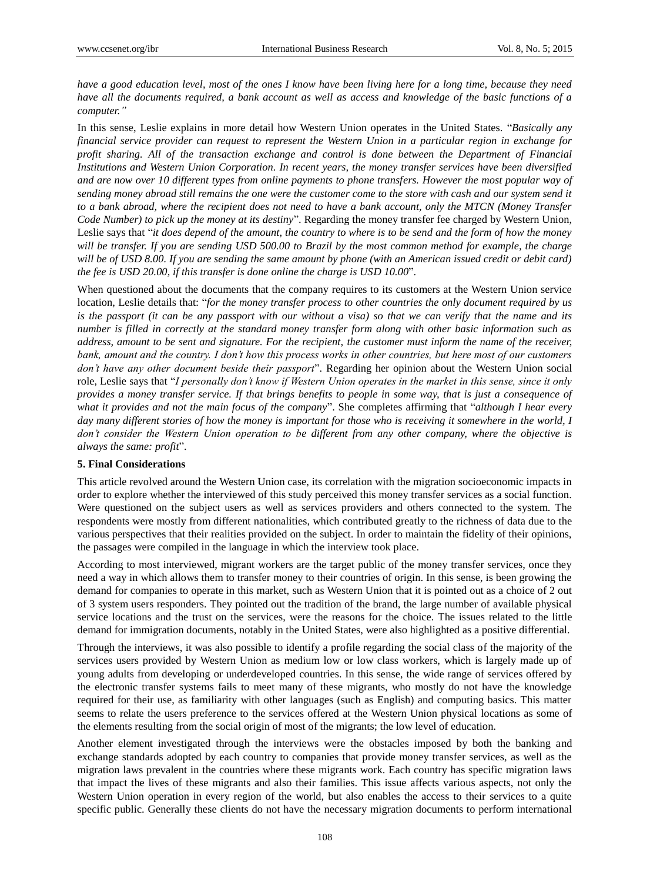*have a good education level, most of the ones I know have been living here for a long time, because they need have all the documents required, a bank account as well as access and knowledge of the basic functions of a computer."*

In this sense, Leslie explains in more detail how Western Union operates in the United States. "*Basically any financial service provider can request to represent the Western Union in a particular region in exchange for profit sharing. All of the transaction exchange and control is done between the Department of Financial Institutions and Western Union Corporation. In recent years, the money transfer services have been diversified and are now over 10 different types from online payments to phone transfers. However the most popular way of sending money abroad still remains the one were the customer come to the store with cash and our system send it to a bank abroad, where the recipient does not need to have a bank account, only the MTCN (Money Transfer Code Number) to pick up the money at its destiny*". Regarding the money transfer fee charged by Western Union, Leslie says that "*it does depend of the amount, the country to where is to be send and the form of how the money will be transfer. If you are sending USD 500.00 to Brazil by the most common method for example, the charge will be of USD 8.00. If you are sending the same amount by phone (with an American issued credit or debit card) the fee is USD 20.00, if this transfer is done online the charge is USD 10.00*".

When questioned about the documents that the company requires to its customers at the Western Union service location, Leslie details that: "*for the money transfer process to other countries the only document required by us is the passport (it can be any passport with our without a visa) so that we can verify that the name and its number is filled in correctly at the standard money transfer form along with other basic information such as address, amount to be sent and signature. For the recipient, the customer must inform the name of the receiver, bank, amount and the country. I don't how this process works in other countries, but here most of our customers don't have any other document beside their passport*". Regarding her opinion about the Western Union social role, Leslie says that "*I personally don't know if Western Union operates in the market in this sense, since it only provides a money transfer service. If that brings benefits to people in some way, that is just a consequence of what it provides and not the main focus of the company*". She completes affirming that "*although I hear every day many different stories of how the money is important for those who is receiving it somewhere in the world, I don't consider the Western Union operation to be different from any other company, where the objective is always the same: profit*".

## 5. Final Considerations

This article revolved around the Western Union case, its correlation with the migration socioeconomic impacts in order to explore whether the interviewed of this study perceived this money transfer services as a social function. Were questioned on the subject users as well as services providers and others connected to the system. The respondents were mostly from different nationalities, which contributed greatly to the richness of data due to the various perspectives that their realities provided on the subject. In order to maintain the fidelity of their opinions, the passages were compiled in the language in which the interview took place.

According to most interviewed, migrant workers are the target public of the money transfer services, once they need a way in which allows them to transfer money to their countries of origin. In this sense, is been growing the demand for companies to operate in this market, such as Western Union that it is pointed out as a choice of 2 out of 3 system users responders. They pointed out the tradition of the brand, the large number of available physical service locations and the trust on the services, were the reasons for the choice. The issues related to the little demand for immigration documents, notably in the United States, were also highlighted as a positive differential.

Through the interviews, it was also possible to identify a profile regarding the social class of the majority of the services users provided by Western Union as medium low or low class workers, which is largely made up of young adults from developing or underdeveloped countries. In this sense, the wide range of services offered by the electronic transfer systems fails to meet many of these migrants, who mostly do not have the knowledge required for their use, as familiarity with other languages (such as English) and computing basics. This matter seems to relate the users preference to the services offered at the Western Union physical locations as some of the elements resulting from the social origin of most of the migrants; the low level of education.

Another element investigated through the interviews were the obstacles imposed by both the banking and exchange standards adopted by each country to companies that provide money transfer services, as well as the migration laws prevalent in the countries where these migrants work. Each country has specific migration laws that impact the lives of these migrants and also their families. This issue affects various aspects, not only the Western Union operation in every region of the world, but also enables the access to their services to a quite specific public. Generally these clients do not have the necessary migration documents to perform international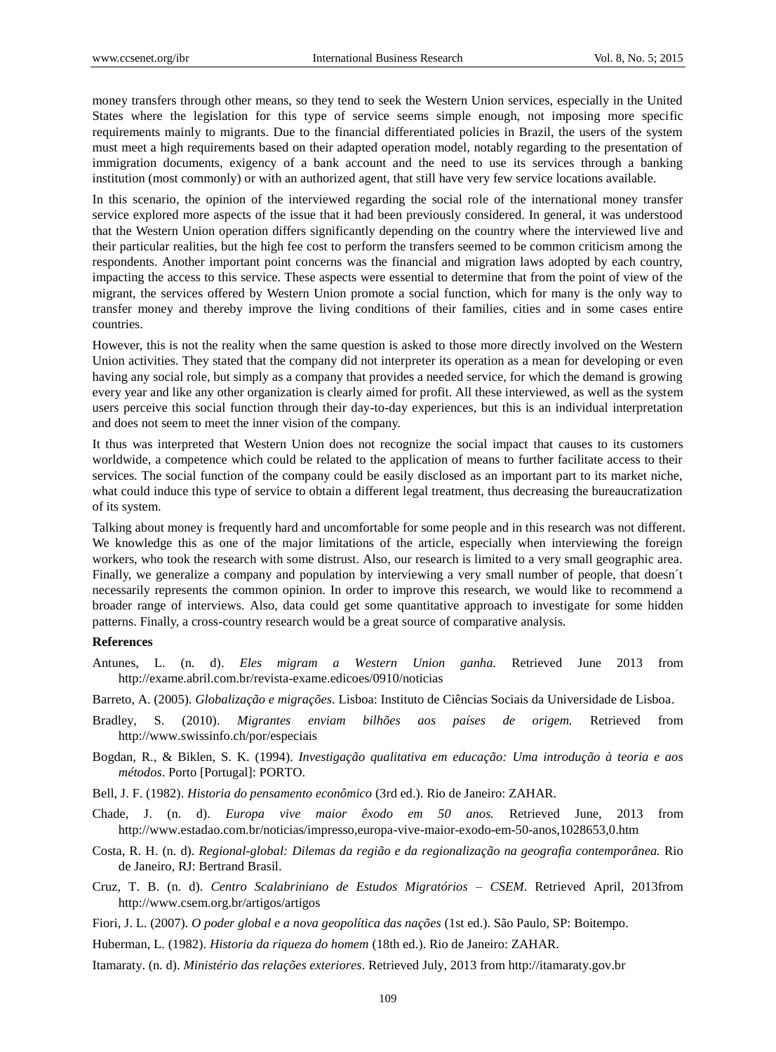money transfers through other means, so they tend to seek the Western Union services, especially in the United States where the legislation for this type of service seems simple enough, not imposing more specific requirements mainly to migrants. Due to the financial differentiated policies in Brazil, the users of the system must meet a high requirements based on their adapted operation model, notably regarding to the presentation of immigration documents, exigency of a bank account and the need to use its services through a banking institution (most commonly) or with an authorized agent, that still have very few service locations available.

In this scenario, the opinion of the interviewed regarding the social role of the international money transfer service explored more aspects of the issue that it had been previously considered. In general, it was understood that the Western Union operation differs significantly depending on the country where the interviewed live and their particular realities, but the high fee cost to perform the transfers seemed to be common criticism among the respondents. Another important point concerns was the financial and migration laws adopted by each country, impacting the access to this service. These aspects were essential to determine that from the point of view of the migrant, the services offered by Western Union promote a social function, which for many is the only way to transfer money and thereby improve the living conditions of their families, cities and in some cases entire countries.

However, this is not the reality when the same question is asked to those more directly involved on the Western Union activities. They stated that the company did not interpreter its operation as a mean for developing or even having any social role, but simply as a company that provides a needed service, for which the demand is growing every year and like any other organization is clearly aimed for profit. All these interviewed, as well as the system users perceive this social function through their day-to-day experiences, but this is an individual interpretation and does not seem to meet the inner vision of the company.

It thus was interpreted that Western Union does not recognize the social impact that causes to its customers worldwide, a competence which could be related to the application of means to further facilitate access to their services. The social function of the company could be easily disclosed as an important part to its market niche, what could induce this type of service to obtain a different legal treatment, thus decreasing the bureaucratization of its system.

Talking about money is frequently hard and uncomfortable for some people and in this research was not different. We knowledge this as one of the major limitations of the article, especially when interviewing the foreign workers, who took the research with some distrust. Also, our research is limited to a very small geographic area. Finally, we generalize a company and population by interviewing a very small number of people, that doesn´t necessarily represents the common opinion. In order to improve this research, we would like to recommend a broader range of interviews. Also, data could get some quantitative approach to investigate for some hidden patterns. Finally, a cross-country research would be a great source of comparative analysis.

## References

Antunes, L. (n. d). *Eles migram a Western Union ganha.* Retrieved June 2013 from http://exame.abril.com.br/revista-exame.edicoes/0910/noticias

Barreto, A. (2005). *Globalização e migrações.* Lisboa: Instituto de Ciências Sociais da Universidade de Lisboa.

Bradley, S. (2010). *Migrantes enviam bilhões aos países de origem.* Retrieved from http://www.swissinfo.ch/por/especiais

Bogdan, R., & Biklen, S. K. (1994). *Investigação qualitativa em educação: Uma introdução à teoria e aos métodos*. Porto [Portugal]: PORTO.

Bell, J. F. (1982). *Historia do pensamento econômico* (3rd ed.). Rio de Janeiro: ZAHAR.

Chade, J. (n. d). *Europa vive maior êxodo em 50 anos.* Retrieved June, 2013 from http://www.estadao.com.br/noticias/impresso,europa-vive-maior-exodo-em-50-anos,1028653,0.htm

Costa, R. H. (n. d). *Regional-global: Dilemas da região e da regionalização na geografia contemporânea.* Rio de Janeiro, RJ: Bertrand Brasil.

Cruz, T. B. (n. d). *Centro Scalabriniano de Estudos Migratórios – CSEM*. Retrieved April, 2013from http://www.csem.org.br/artigos/artigos

Fiori, J. L. (2007). *O poder global e a nova geopolítica das nações* (1st ed.). São Paulo, SP: Boitempo.

Huberman, L. (1982). *Historia da riqueza do homem* (18th ed.). Rio de Janeiro: ZAHAR.

Itamaraty. (n. d). *Ministério das relações exteriores*. Retrieved July, 2013 from http://itamaraty.gov.br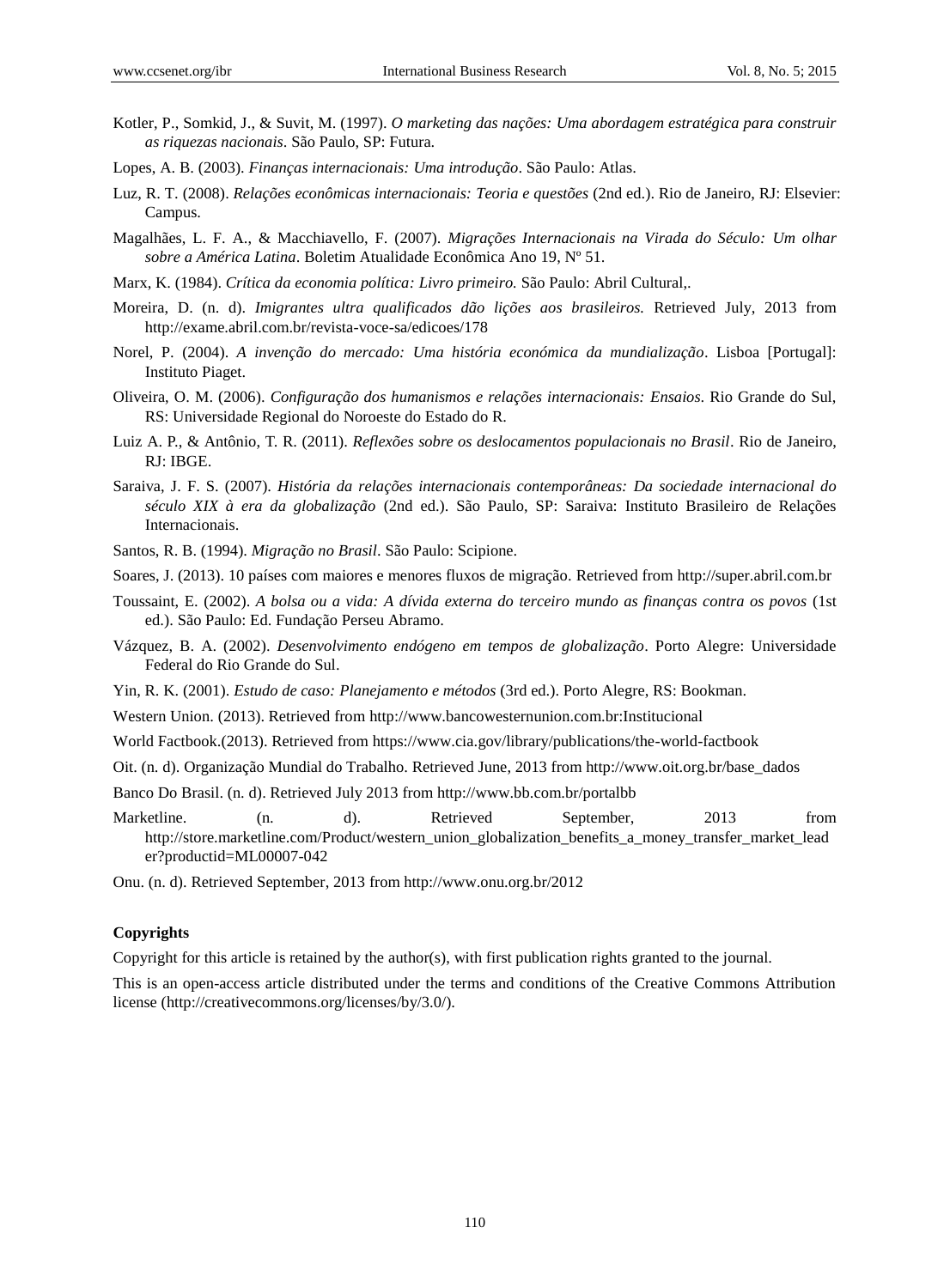Kotler, P., Somkid, J., & Suvit, M. (1997). *O marketing das nações: Uma abordagem estratégica para construir as riquezas nacionais*. São Paulo, SP: Futura.

Lopes, A. B. (2003). *Finanças internacionais: Uma introdução*. São Paulo: Atlas.

Luz, R. T. (2008). *Relações econômicas internacionais: Teoria e questões* (2nd ed.). Rio de Janeiro, RJ: Elsevier: Campus.

Magalhães, L. F. A., & Macchiavello, F. (2007). *Migrações Internacionais na Virada do Século: Um olhar sobre a América Latina*. Boletim Atualidade Econômica Ano 19, Nº 51.

Marx, K. (1984). *Crítica da economia política: Livro primeiro.* São Paulo: Abril Cultural,.

Moreira, D. (n. d). *Imigrantes ultra qualificados dão lições aos brasileiros.* Retrieved July, 2013 from http://exame.abril.com.br/revista-voce-sa/edicoes/178

Norel, P. (2004). *A invenção do mercado: Uma história económica da mundialização*. Lisboa [Portugal]: Instituto Piaget.

Oliveira, O. M. (2006). *Configuração dos humanismos e relações internacionais: Ensaios*. Rio Grande do Sul, RS: Universidade Regional do Noroeste do Estado do R.

Luiz A. P., & Antônio, T. R. (2011). *Reflexões sobre os deslocamentos populacionais no Brasil*. Rio de Janeiro, RJ: IBGE.

Saraiva, J. F. S. (2007). *História da relações internacionais contemporâneas: Da sociedade internacional do século XIX à era da globalização* (2nd ed.). São Paulo, SP: Saraiva: Instituto Brasileiro de Relações Internacionais.

Santos, R. B. (1994). *Migração no Brasil*. São Paulo: Scipione.

Soares, J. (2013). 10 países com maiores e menores fluxos de migração. Retrieved from http://super.abril.com.br

Toussaint, E. (2002). *A bolsa ou a vida: A dívida externa do terceiro mundo as finanças contra os povos* (1st ed.). São Paulo: Ed. Fundação Perseu Abramo.

Vázquez, B. A. (2002). *Desenvolvimento endógeno em tempos de globalização*. Porto Alegre: Universidade Federal do Rio Grande do Sul.

Yin, R. K. (2001). *Estudo de caso: Planejamento e métodos* (3rd ed.). Porto Alegre, RS: Bookman.

Western Union. (2013). Retrieved from http://www.bancowesternunion.com.br:Institucional

World Factbook.(2013). Retrieved from https://www.cia.gov/library/publications/the-world-factbook

Oit. (n. d). Organização Mundial do Trabalho. Retrieved June, 2013 from http://www.oit.org.br/base_dados

Banco Do Brasil. (n. d). Retrieved July 2013 from http://www.bb.com.br/portalbb

Marketline. (n. d). Retrieved September, 2013 from http://store.marketline.com/Product/western_union_globalization_benefits_a_money_transfer_market_leader?productid=ML00007-042

Onu. (n. d). Retrieved September, 2013 from http://www.onu.org.br/2012

## Copyrights

Copyright for this article is retained by the author(s), with first publication rights granted to the journal.

This is an open-access article distributed under the terms and conditions of the Creative Commons Attribution license (http://creativecommons.org/licenses/by/3.0/).